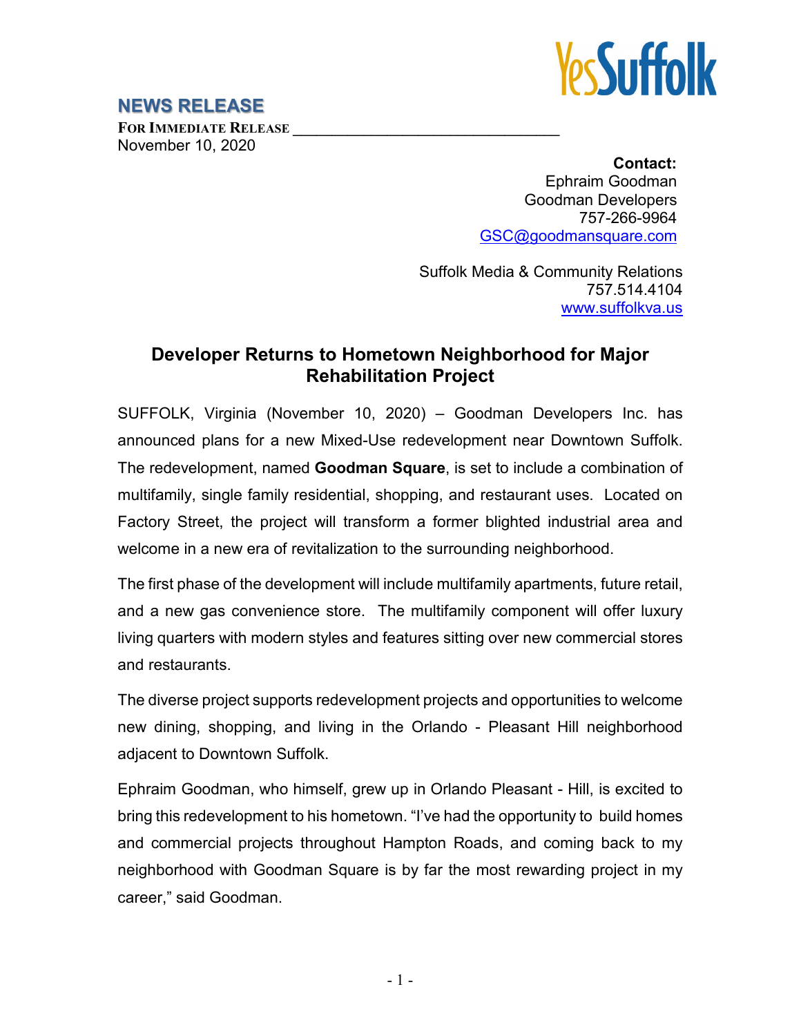YesSuffolk

## NEWS RELEASE

**FOR IMMEDIATE RELEASE**
November 10, 2020

**Contact:**
Ephraim Goodman
Goodman Developers
757-266-9964
GSC@goodmansquare.com

Suffolk Media & Community Relations
757.514.4104
www.suffolkva.us

### Developer Returns to Hometown Neighborhood for Major Rehabilitation Project

SUFFOLK, Virginia (November 10, 2020) – Goodman Developers Inc. has announced plans for a new Mixed-Use redevelopment near Downtown Suffolk. The redevelopment, named **Goodman Square**, is set to include a combination of multifamily, single family residential, shopping, and restaurant uses. Located on Factory Street, the project will transform a former blighted industrial area and welcome in a new era of revitalization to the surrounding neighborhood.

The first phase of the development will include multifamily apartments, future retail, and a new gas convenience store. The multifamily component will offer luxury living quarters with modern styles and features sitting over new commercial stores and restaurants.

The diverse project supports redevelopment projects and opportunities to welcome new dining, shopping, and living in the Orlando - Pleasant Hill neighborhood adjacent to Downtown Suffolk.

Ephraim Goodman, who himself, grew up in Orlando Pleasant - Hill, is excited to bring this redevelopment to his hometown. "I've had the opportunity to build homes and commercial projects throughout Hampton Roads, and coming back to my neighborhood with Goodman Square is by far the most rewarding project in my career," said Goodman.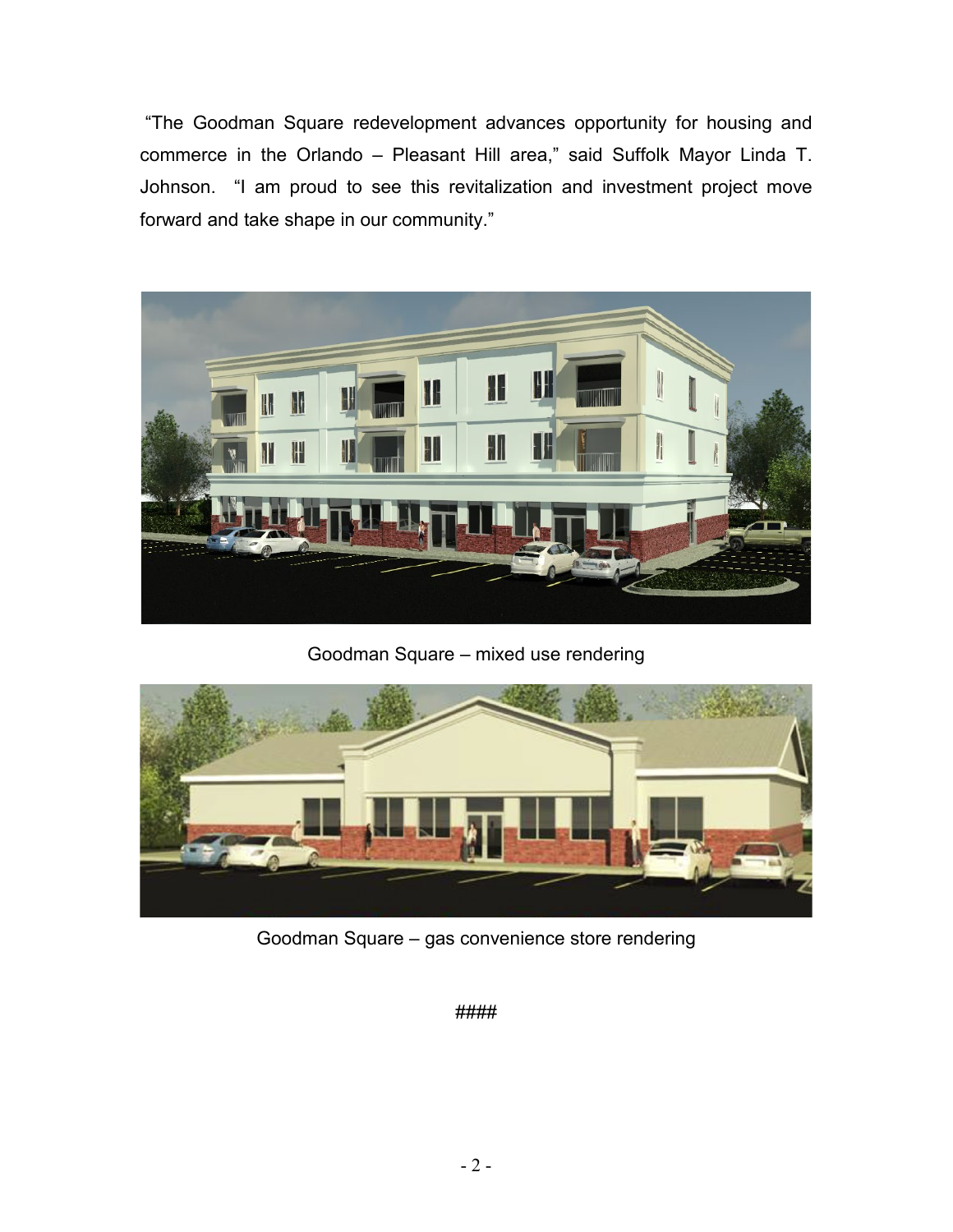"The Goodman Square redevelopment advances opportunity for housing and commerce in the Orlando – Pleasant Hill area," said Suffolk Mayor Linda T. Johnson. "I am proud to see this revitalization and investment project move forward and take shape in our community."

Goodman Square – mixed use rendering

Goodman Square – gas convenience store rendering

####